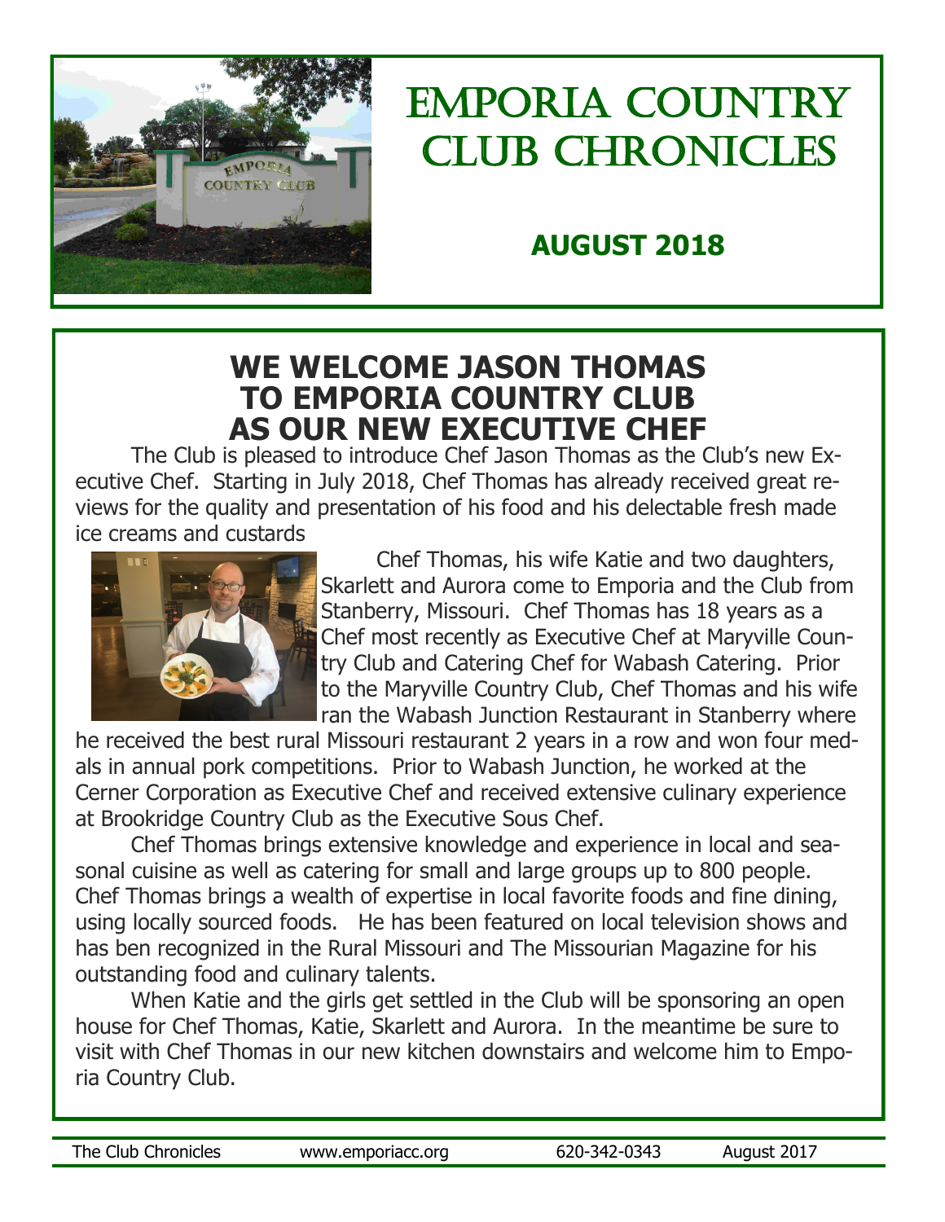# EMPORIA COUNTRY CLUB CHRONICLES

## AUGUST 2018

## WE WELCOME JASON THOMAS TO EMPORIA COUNTRY CLUB AS OUR NEW EXECUTIVE CHEF

The Club is pleased to introduce Chef Jason Thomas as the Club's new Executive Chef. Starting in July 2018, Chef Thomas has already received great reviews for the quality and presentation of his food and his delectable fresh made ice creams and custards

Chef Thomas, his wife Katie and two daughters, Skarlett and Aurora come to Emporia and the Club from Stanberry, Missouri. Chef Thomas has 18 years as a Chef most recently as Executive Chef at Maryville Country Club and Catering Chef for Wabash Catering. Prior to the Maryville Country Club, Chef Thomas and his wife ran the Wabash Junction Restaurant in Stanberry where he received the best rural Missouri restaurant 2 years in a row and won four medals in annual pork competitions. Prior to Wabash Junction, he worked at the Cerner Corporation as Executive Chef and received extensive culinary experience at Brookridge Country Club as the Executive Sous Chef.

Chef Thomas brings extensive knowledge and experience in local and seasonal cuisine as well as catering for small and large groups up to 800 people. Chef Thomas brings a wealth of expertise in local favorite foods and fine dining, using locally sourced foods. He has been featured on local television shows and has ben recognized in the Rural Missouri and The Missourian Magazine for his outstanding food and culinary talents.

When Katie and the girls get settled in the Club will be sponsoring an open house for Chef Thomas, Katie, Skarlett and Aurora. In the meantime be sure to visit with Chef Thomas in our new kitchen downstairs and welcome him to Emporia Country Club.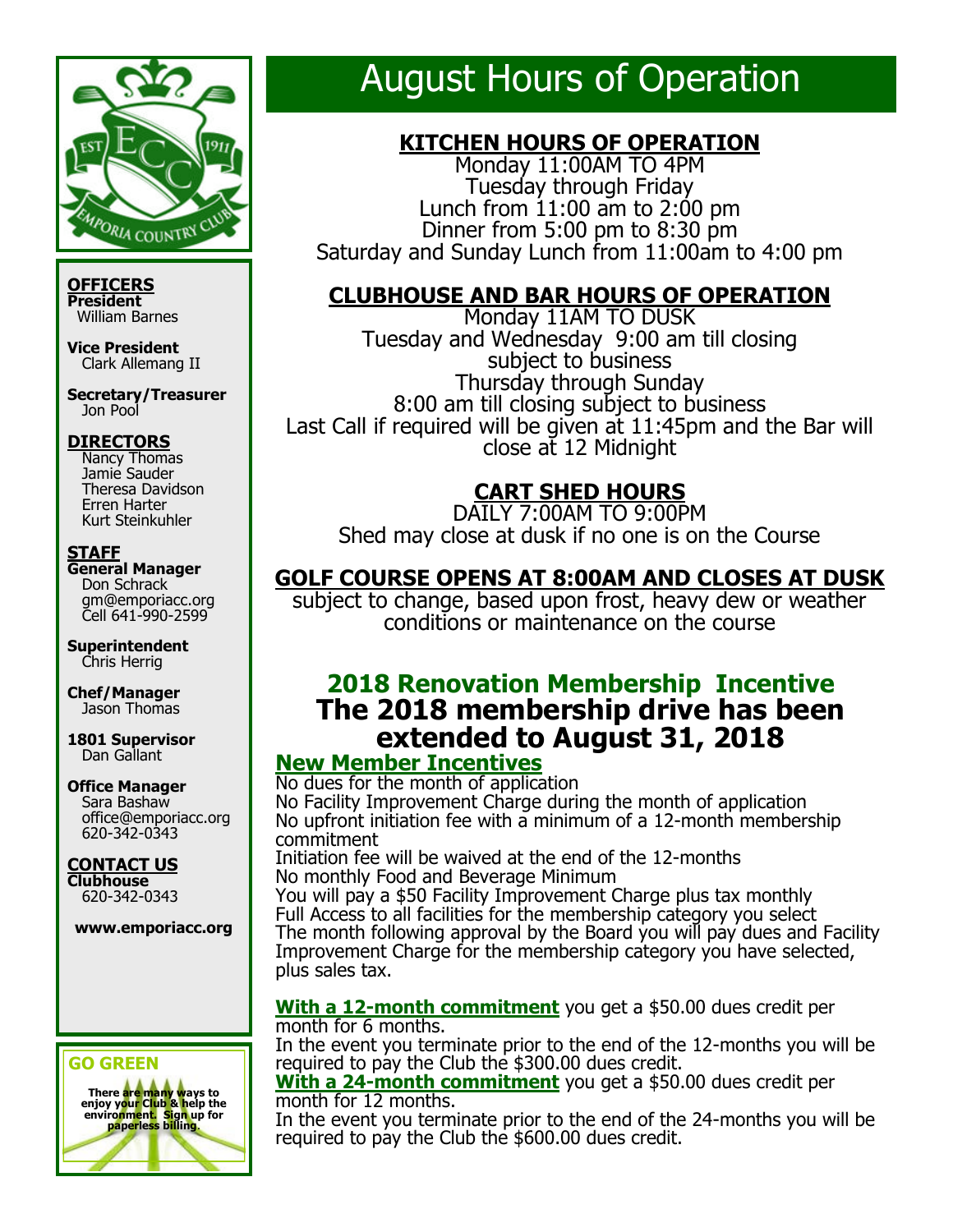# August Hours of Operation

## KITCHEN HOURS OF OPERATION

Monday 11:00AM TO 4PM
Tuesday through Friday
Lunch from 11:00 am to 2:00 pm
Dinner from 5:00 pm to 8:30 pm
Saturday and Sunday Lunch from 11:00am to 4:00 pm

## CLUBHOUSE AND BAR HOURS OF OPERATION

Monday 11AM TO DUSK
Tuesday and Wednesday 9:00 am till closing subject to business
Thursday through Sunday
8:00 am till closing subject to business
Last Call if required will be given at 11:45pm and the Bar will close at 12 Midnight

## CART SHED HOURS

DAILY 7:00AM TO 9:00PM
Shed may close at dusk if no one is on the Course

## GOLF COURSE OPENS AT 8:00AM AND CLOSES AT DUSK

subject to change, based upon frost, heavy dew or weather conditions or maintenance on the course

## 2018 Renovation Membership Incentive

## The 2018 membership drive has been extended to August 31, 2018

### New Member Incentives

No dues for the month of application
No Facility Improvement Charge during the month of application
No upfront initiation fee with a minimum of a 12-month membership commitment
Initiation fee will be waived at the end of the 12-months
No monthly Food and Beverage Minimum
You will pay a $50 Facility Improvement Charge plus tax monthly
Full Access to all facilities for the membership category you select
The month following approval by the Board you will pay dues and Facility Improvement Charge for the membership category you have selected, plus sales tax.

**With a 12-month commitment** you get a $50.00 dues credit per month for 6 months.
In the event you terminate prior to the end of the 12-months you will be required to pay the Club the $300.00 dues credit.
**With a 24-month commitment** you get a $50.00 dues credit per month for 12 months.
In the event you terminate prior to the end of the 24-months you will be required to pay the Club the $600.00 dues credit.

EST 1911 EMPORIA COUNTRY CLUB

**OFFICERS**

**President**
William Barnes

**Vice President**
Clark Allemang II

**Secretary/Treasurer**
Jon Pool

**DIRECTORS**
Nancy Thomas
Jamie Sauder
Theresa Davidson
Erren Harter
Kurt Steinkuhler

**STAFF**

**General Manager**
Don Schrack
gm@emporiacc.org
Cell 641-990-2599

**Superintendent**
Chris Herrig

**Chef/Manager**
Jason Thomas

**1801 Supervisor**
Dan Gallant

**Office Manager**
Sara Bashaw
office@emporiacc.org
620-342-0343

**CONTACT US**

**Clubhouse**
620-342-0343

**www.emporiacc.org**

**GO GREEN**

**There are many ways to enjoy your Club & help the environment. Sign up for paperless billing.**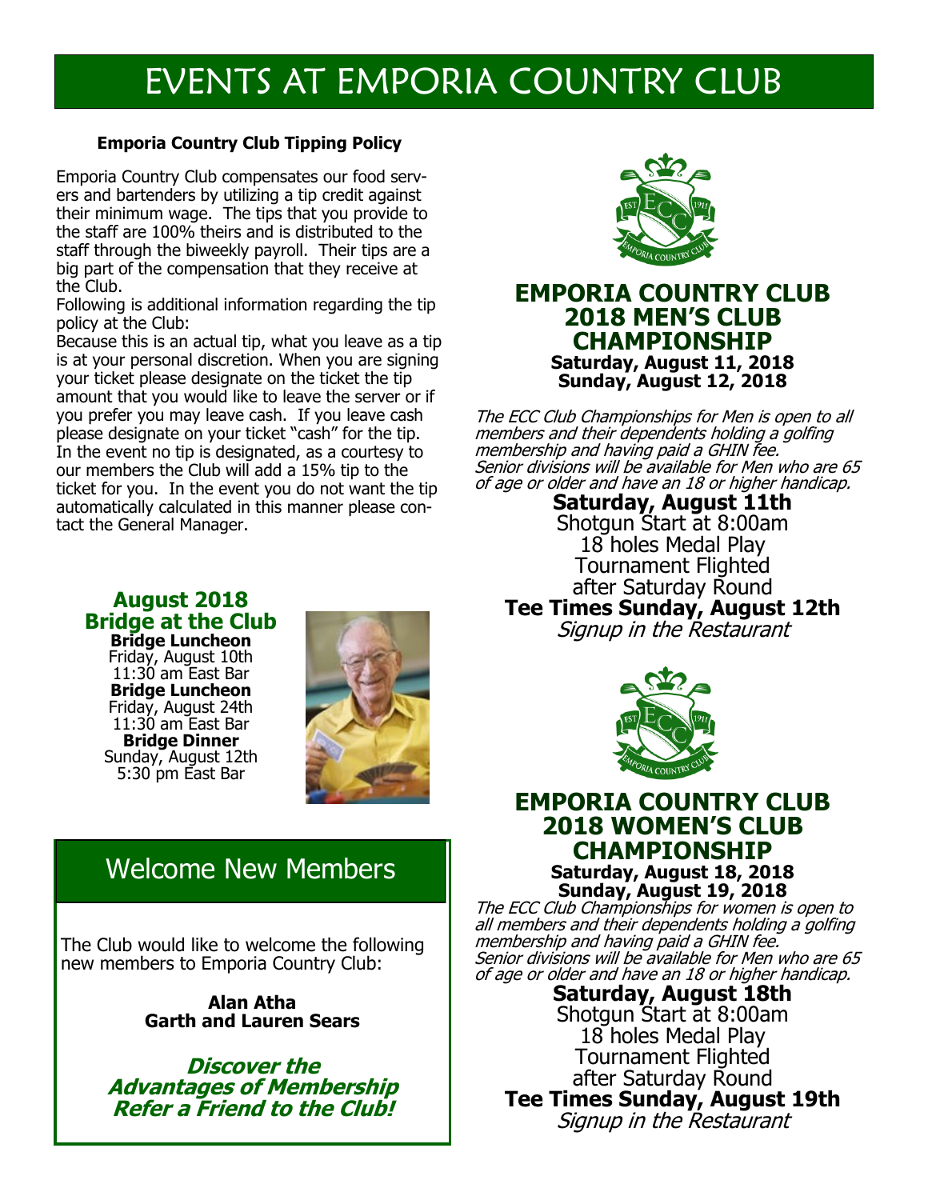# EVENTS AT EMPORIA COUNTRY CLUB

**Emporia Country Club Tipping Policy**

Emporia Country Club compensates our food servers and bartenders by utilizing a tip credit against their minimum wage. The tips that you provide to the staff are 100% theirs and is distributed to the staff through the biweekly payroll. Their tips are a big part of the compensation that they receive at the Club.

Following is additional information regarding the tip policy at the Club:

Because this is an actual tip, what you leave as a tip is at your personal discretion. When you are signing your ticket please designate on the ticket the tip amount that you would like to leave the server or if you prefer you may leave cash. If you leave cash please designate on your ticket "cash" for the tip. In the event no tip is designated, as a courtesy to our members the Club will add a 15% tip to the ticket for you. In the event you do not want the tip automatically calculated in this manner please contact the General Manager.

## August 2018 Bridge at the Club

**Bridge Luncheon**
Friday, August 10th
11:30 am East Bar

**Bridge Luncheon**
Friday, August 24th
11:30 am East Bar

**Bridge Dinner**
Sunday, August 12th
5:30 pm East Bar

## Welcome New Members

The Club would like to welcome the following new members to Emporia Country Club:

**Alan Atha**
**Garth and Lauren Sears**

***Discover the Advantages of Membership Refer a Friend to the Club!***

## EMPORIA COUNTRY CLUB 2018 MEN'S CLUB CHAMPIONSHIP

**Saturday, August 11, 2018**
**Sunday, August 12, 2018**

*The ECC Club Championships for Men is open to all members and their dependents holding a golfing membership and having paid a GHIN fee.*
*Senior divisions will be available for Men who are 65 of age or older and have an 18 or higher handicap.*

**Saturday, August 11th**
Shotgun Start at 8:00am
18 holes Medal Play
Tournament Flighted
after Saturday Round
**Tee Times Sunday, August 12th**
*Signup in the Restaurant*

## EMPORIA COUNTRY CLUB 2018 WOMEN'S CLUB CHAMPIONSHIP

**Saturday, August 18, 2018**
**Sunday, August 19, 2018**

*The ECC Club Championships for women is open to all members and their dependents holding a golfing membership and having paid a GHIN fee.*
*Senior divisions will be available for Men who are 65 of age or older and have an 18 or higher handicap.*

**Saturday, August 18th**
Shotgun Start at 8:00am
18 holes Medal Play
Tournament Flighted
after Saturday Round
**Tee Times Sunday, August 19th**
*Signup in the Restaurant*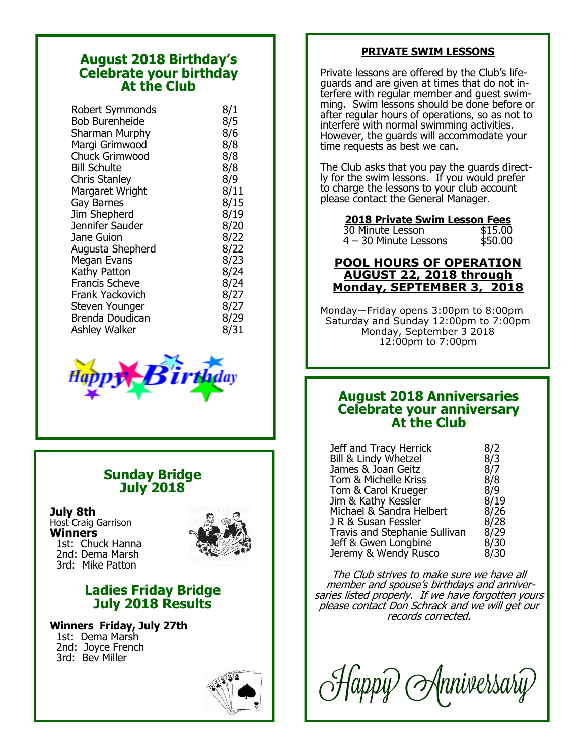## August 2018 Birthday's Celebrate your birthday At the Club

| | |
|---|---|
| Robert Symmonds | 8/1 |
| Bob Burenheide | 8/5 |
| Sharman Murphy | 8/6 |
| Margi Grimwood | 8/8 |
| Chuck Grimwood | 8/8 |
| Bill Schulte | 8/8 |
| Chris Stanley | 8/9 |
| Margaret Wright | 8/11 |
| Gay Barnes | 8/15 |
| Jim Shepherd | 8/19 |
| Jennifer Sauder | 8/20 |
| Jane Guion | 8/22 |
| Augusta Shepherd | 8/22 |
| Megan Evans | 8/23 |
| Kathy Patton | 8/24 |
| Francis Scheve | 8/24 |
| Frank Yackovich | 8/27 |
| Steven Younger | 8/27 |
| Brenda Doudican | 8/29 |
| Ashley Walker | 8/31 |

Happy Birthday

## Sunday Bridge July 2018

**July 8th**
Host Craig Garrison
**Winners**
1st: Chuck Hanna
2nd: Dema Marsh
3rd: Mike Patton

## Ladies Friday Bridge July 2018 Results

**Winners Friday, July 27th**
1st: Dema Marsh
2nd: Joyce French
3rd: Bev Miller

## PRIVATE SWIM LESSONS

Private lessons are offered by the Club's lifeguards and are given at times that do not interfere with regular member and guest swimming. Swim lessons should be done before or after regular hours of operations, so as not to interfere with normal swimming activities. However, the guards will accommodate your time requests as best we can.

The Club asks that you pay the guards directly for the swim lessons. If you would prefer to charge the lessons to your club account please contact the General Manager.

**2018 Private Swim Lesson Fees**

| | |
|---|---|
| 30 Minute Lesson | $15.00 |
| 4 – 30 Minute Lessons | $50.00 |

## POOL HOURS OF OPERATION AUGUST 22, 2018 through Monday, SEPTEMBER 3, 2018

Monday—Friday opens 3:00pm to 8:00pm
Saturday and Sunday 12:00pm to 7:00pm
Monday, September 3 2018
12:00pm to 7:00pm

## August 2018 Anniversaries Celebrate your anniversary At the Club

| | |
|---|---|
| Jeff and Tracy Herrick | 8/2 |
| Bill & Lindy Whetzel | 8/3 |
| James & Joan Geitz | 8/7 |
| Tom & Michelle Kriss | 8/8 |
| Tom & Carol Krueger | 8/9 |
| Jim & Kathy Kessler | 8/19 |
| Michael & Sandra Helbert | 8/26 |
| J R & Susan Fessler | 8/28 |
| Travis and Stephanie Sullivan | 8/29 |
| Jeff & Gwen Longbine | 8/30 |
| Jeremy & Wendy Rusco | 8/30 |

*The Club strives to make sure we have all member and spouse's birthdays and anniversaries listed properly. If we have forgotten yours please contact Don Schrack and we will get our records corrected.*

Happy Anniversary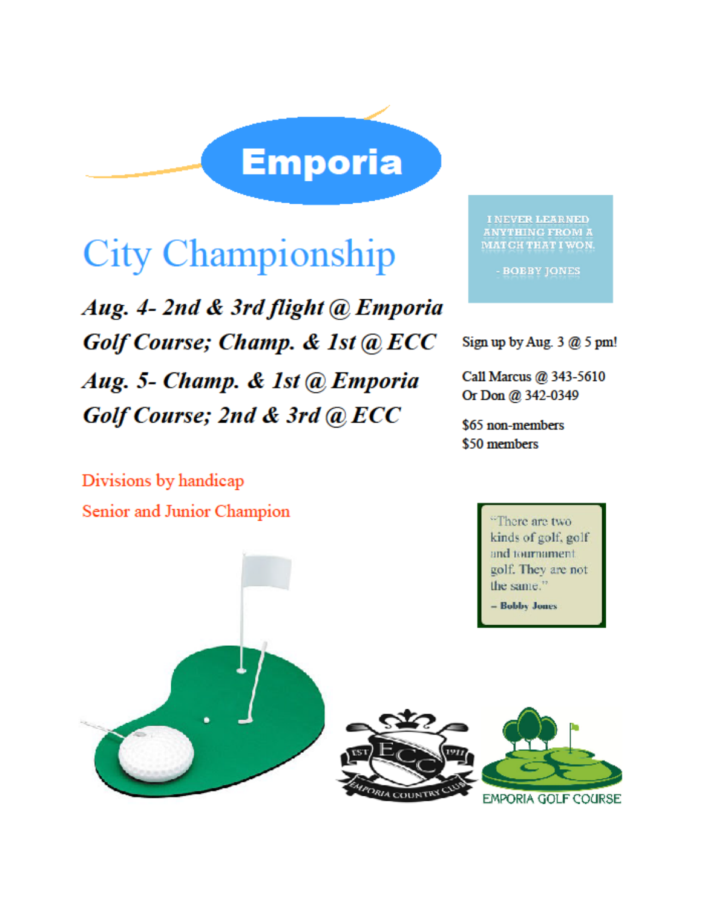# Emporia

## City Championship

***Aug. 4- 2nd & 3rd flight @ Emporia Golf Course; Champ. & 1st @ ECC***

***Aug. 5- Champ. & 1st @ Emporia Golf Course; 2nd & 3rd @ ECC***

I NEVER LEARNED ANYTHING FROM A MATCH THAT I WON.

- BOBBY JONES

Sign up by Aug. 3 @ 5 pm!

Call Marcus @ 343-5610
Or Don @ 342-0349

$65 non-members
$50 members

Divisions by handicap

Senior and Junior Champion

"There are two kinds of golf, golf and tournament golf. They are not the same."

– **Bobby Jones**

EST ECC 1911 EMPORIA COUNTRY CLUB

EMPORIA GOLF COURSE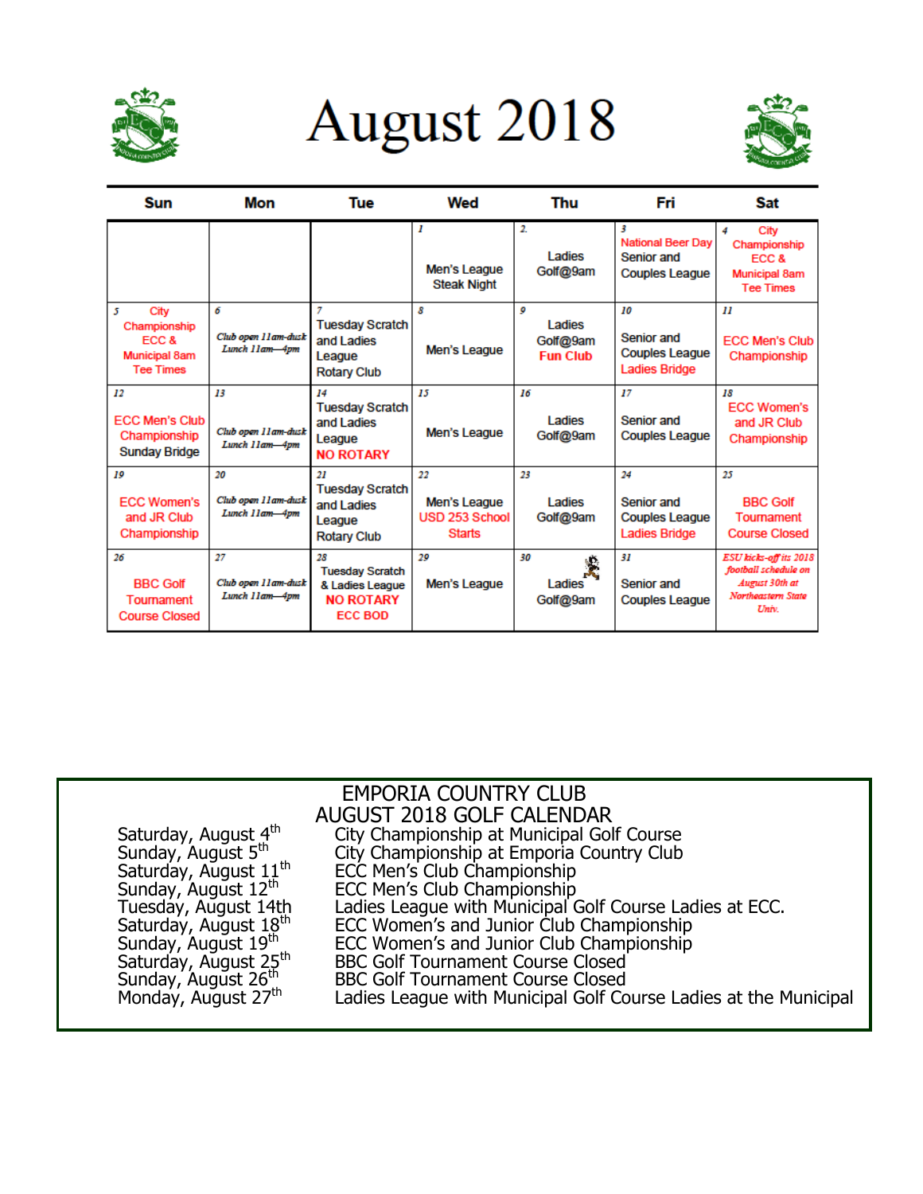# August 2018

| Sun | Mon | Tue | Wed | Thu | Fri | Sat |
|---|---|---|---|---|---|---|
| | | | 1 Men's League Steak Night | 2. Ladies Golf@9am | 3 National Beer Day Senior and Couples League | 4 City Championship ECC & Municipal 8am Tee Times |
| 5 City Championship ECC & Municipal 8am Tee Times | 6 Club open 11am-dusk Lunch 11am—4pm | 7 Tuesday Scratch and Ladies League Rotary Club | 8 Men's League | 9 Ladies Golf@9am Fun Club | 10 Senior and Couples League Ladies Bridge | 11 ECC Men's Club Championship |
| 12 ECC Men's Club Championship Sunday Bridge | 13 Club open 11am-dusk Lunch 11am—4pm | 14 Tuesday Scratch and Ladies League NO ROTARY | 15 Men's League | 16 Ladies Golf@9am | 17 Senior and Couples League | 18 ECC Women's and JR Club Championship |
| 19 ECC Women's and JR Club Championship | 20 Club open 11am-dusk Lunch 11am—4pm | 21 Tuesday Scratch and Ladies League Rotary Club | 22 Men's League USD 253 School Starts | 23 Ladies Golf@9am | 24 Senior and Couples League Ladies Bridge | 25 BBC Golf Tournament Course Closed |
| 26 BBC Golf Tournament Course Closed | 27 Club open 11am-dusk Lunch 11am—4pm | 28 Tuesday Scratch & Ladies League NO ROTARY ECC BOD | 29 Men's League | 30 Ladies Golf@9am | 31 Senior and Couples League | ESU kicks-off its 2018 football schedule on August 30th at Northeastern State Univ. |

EMPORIA COUNTRY CLUB
AUGUST 2018 GOLF CALENDAR

| | |
|---|---|
| Saturday, August 4th | City Championship at Municipal Golf Course |
| Sunday, August 5th | City Championship at Emporia Country Club |
| Saturday, August 11th | ECC Men's Club Championship |
| Sunday, August 12th | ECC Men's Club Championship |
| Tuesday, August 14th | Ladies League with Municipal Golf Course Ladies at ECC. |
| Saturday, August 18th | ECC Women's and Junior Club Championship |
| Sunday, August 19th | ECC Women's and Junior Club Championship |
| Saturday, August 25th | BBC Golf Tournament Course Closed |
| Sunday, August 26th | BBC Golf Tournament Course Closed |
| Monday, August 27th | Ladies League with Municipal Golf Course Ladies at the Municipal |